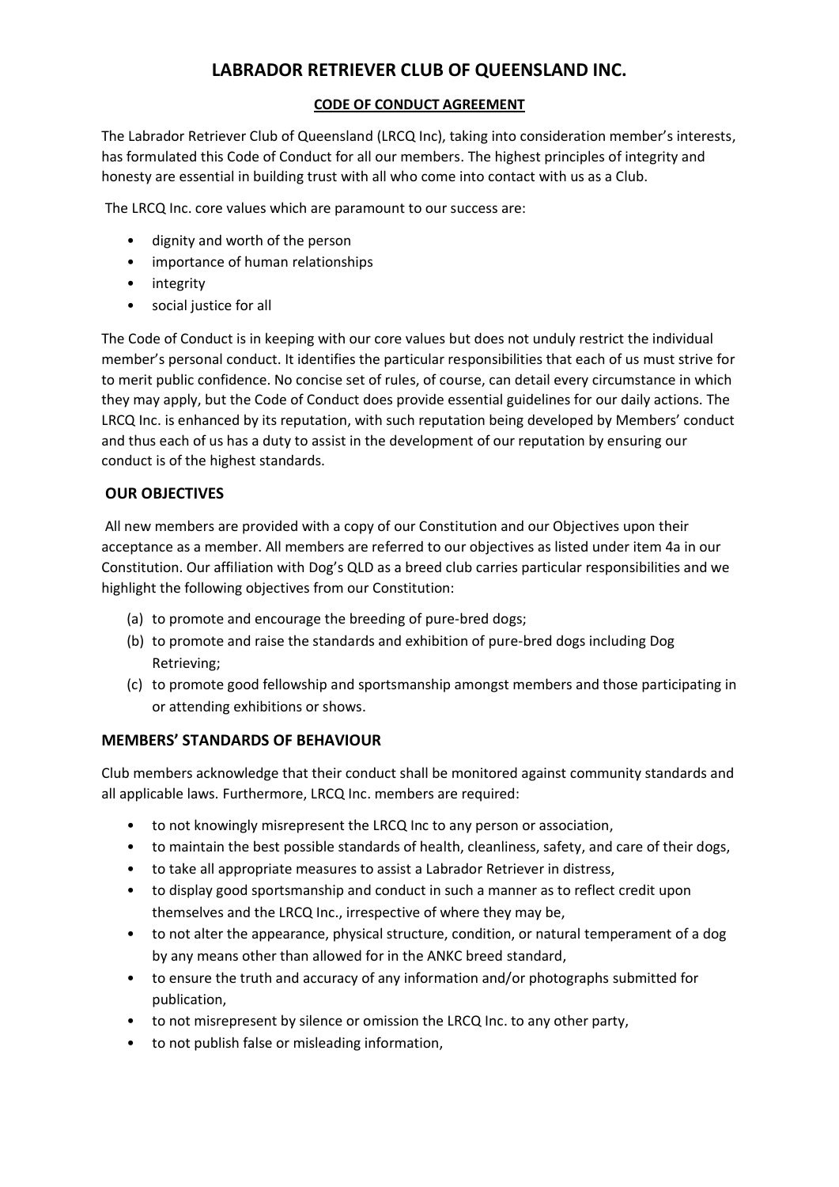# LABRADOR RETRIEVER CLUB OF QUEENSLAND INC.

## CODE OF CONDUCT AGREEMENT

The Labrador Retriever Club of Queensland (LRCQ Inc), taking into consideration member's interests, has formulated this Code of Conduct for all our members. The highest principles of integrity and honesty are essential in building trust with all who come into contact with us as a Club.

The LRCQ Inc. core values which are paramount to our success are:

- dignity and worth of the person
- importance of human relationships
- integrity
- social justice for all

The Code of Conduct is in keeping with our core values but does not unduly restrict the individual member's personal conduct. It identifies the particular responsibilities that each of us must strive for to merit public confidence. No concise set of rules, of course, can detail every circumstance in which they may apply, but the Code of Conduct does provide essential guidelines for our daily actions. The LRCQ Inc. is enhanced by its reputation, with such reputation being developed by Members' conduct and thus each of us has a duty to assist in the development of our reputation by ensuring our conduct is of the highest standards.

## OUR OBJECTIVES

All new members are provided with a copy of our Constitution and our Objectives upon their acceptance as a member. All members are referred to our objectives as listed under item 4a in our Constitution. Our affiliation with Dog's QLD as a breed club carries particular responsibilities and we highlight the following objectives from our Constitution:

(a) to promote and encourage the breeding of pure-bred dogs;
(b) to promote and raise the standards and exhibition of pure-bred dogs including Dog Retrieving;
(c) to promote good fellowship and sportsmanship amongst members and those participating in or attending exhibitions or shows.

## MEMBERS' STANDARDS OF BEHAVIOUR

Club members acknowledge that their conduct shall be monitored against community standards and all applicable laws. Furthermore, LRCQ Inc. members are required:

- to not knowingly misrepresent the LRCQ Inc to any person or association,
- to maintain the best possible standards of health, cleanliness, safety, and care of their dogs,
- to take all appropriate measures to assist a Labrador Retriever in distress,
- to display good sportsmanship and conduct in such a manner as to reflect credit upon themselves and the LRCQ Inc., irrespective of where they may be,
- to not alter the appearance, physical structure, condition, or natural temperament of a dog by any means other than allowed for in the ANKC breed standard,
- to ensure the truth and accuracy of any information and/or photographs submitted for publication,
- to not misrepresent by silence or omission the LRCQ Inc. to any other party,
- to not publish false or misleading information,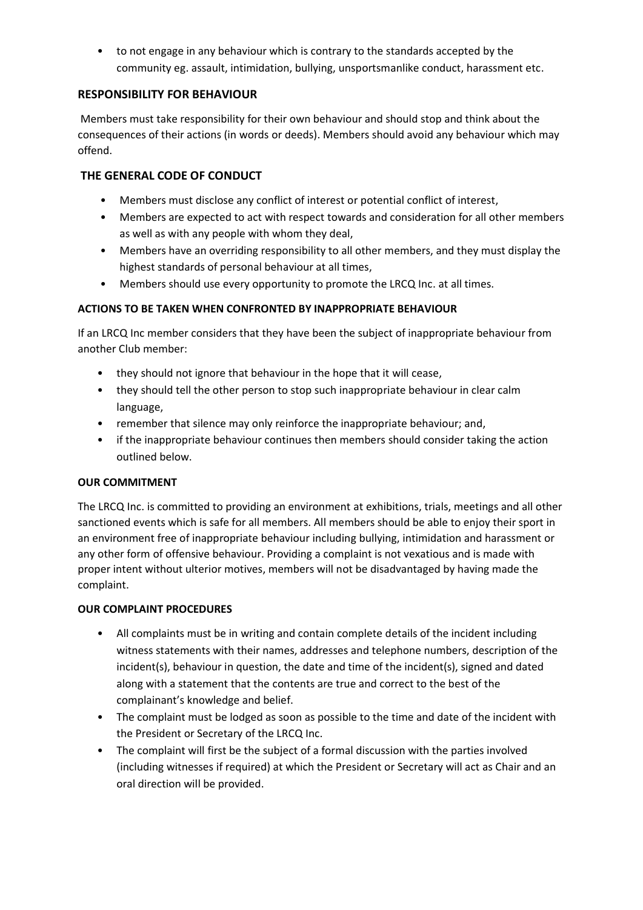- to not engage in any behaviour which is contrary to the standards accepted by the community eg. assault, intimidation, bullying, unsportsmanlike conduct, harassment etc.

## RESPONSIBILITY FOR BEHAVIOUR

Members must take responsibility for their own behaviour and should stop and think about the consequences of their actions (in words or deeds). Members should avoid any behaviour which may offend.

## THE GENERAL CODE OF CONDUCT

- Members must disclose any conflict of interest or potential conflict of interest,
- Members are expected to act with respect towards and consideration for all other members as well as with any people with whom they deal,
- Members have an overriding responsibility to all other members, and they must display the highest standards of personal behaviour at all times,
- Members should use every opportunity to promote the LRCQ Inc. at all times.

### ACTIONS TO BE TAKEN WHEN CONFRONTED BY INAPPROPRIATE BEHAVIOUR

If an LRCQ Inc member considers that they have been the subject of inappropriate behaviour from another Club member:

- they should not ignore that behaviour in the hope that it will cease,
- they should tell the other person to stop such inappropriate behaviour in clear calm language,
- remember that silence may only reinforce the inappropriate behaviour; and,
- if the inappropriate behaviour continues then members should consider taking the action outlined below.

### OUR COMMITMENT

The LRCQ Inc. is committed to providing an environment at exhibitions, trials, meetings and all other sanctioned events which is safe for all members. All members should be able to enjoy their sport in an environment free of inappropriate behaviour including bullying, intimidation and harassment or any other form of offensive behaviour. Providing a complaint is not vexatious and is made with proper intent without ulterior motives, members will not be disadvantaged by having made the complaint.

### OUR COMPLAINT PROCEDURES

- All complaints must be in writing and contain complete details of the incident including witness statements with their names, addresses and telephone numbers, description of the incident(s), behaviour in question, the date and time of the incident(s), signed and dated along with a statement that the contents are true and correct to the best of the complainant's knowledge and belief.
- The complaint must be lodged as soon as possible to the time and date of the incident with the President or Secretary of the LRCQ Inc.
- The complaint will first be the subject of a formal discussion with the parties involved (including witnesses if required) at which the President or Secretary will act as Chair and an oral direction will be provided.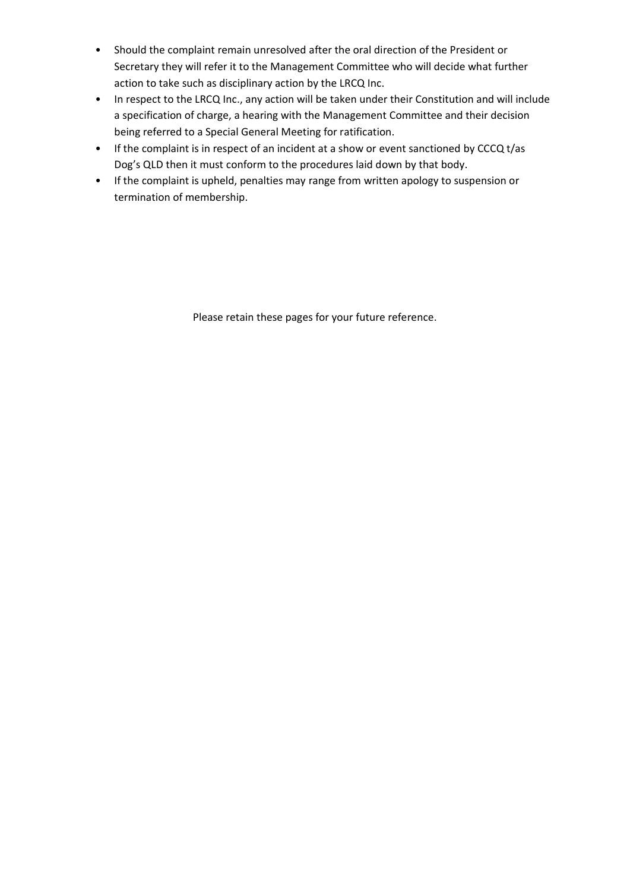- Should the complaint remain unresolved after the oral direction of the President or Secretary they will refer it to the Management Committee who will decide what further action to take such as disciplinary action by the LRCQ Inc.
- In respect to the LRCQ Inc., any action will be taken under their Constitution and will include a specification of charge, a hearing with the Management Committee and their decision being referred to a Special General Meeting for ratification.
- If the complaint is in respect of an incident at a show or event sanctioned by CCCQ t/as Dog's QLD then it must conform to the procedures laid down by that body.
- If the complaint is upheld, penalties may range from written apology to suspension or termination of membership.

Please retain these pages for your future reference.